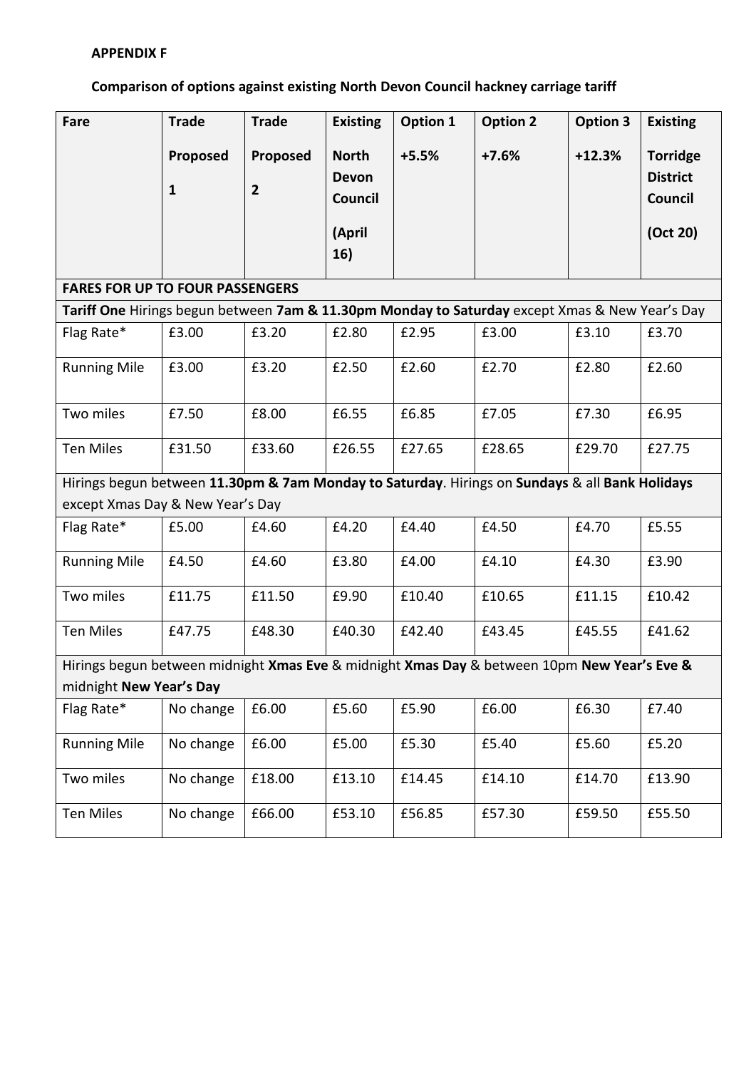**APPENDIX F**

**Comparison of options against existing North Devon Council hackney carriage tariff**

| Fare | Trade Proposed 1 | Trade Proposed 2 | Existing North Devon Council (April 16) | Option 1 +5.5% | Option 2 +7.6% | Option 3 +12.3% | Existing Torridge District Council (Oct 20) |
|---|---|---|---|---|---|---|---|
| **FARES FOR UP TO FOUR PASSENGERS** | | | | | | | |
| **Tariff One** Hirings begun between **7am & 11.30pm Monday to Saturday** except Xmas & New Year's Day | | | | | | | |
| Flag Rate* | £3.00 | £3.20 | £2.80 | £2.95 | £3.00 | £3.10 | £3.70 |
| Running Mile | £3.00 | £3.20 | £2.50 | £2.60 | £2.70 | £2.80 | £2.60 |
| Two miles | £7.50 | £8.00 | £6.55 | £6.85 | £7.05 | £7.30 | £6.95 |
| Ten Miles | £31.50 | £33.60 | £26.55 | £27.65 | £28.65 | £29.70 | £27.75 |
| Hirings begun between **11.30pm & 7am Monday to Saturday**. Hirings on **Sundays** & all **Bank Holidays** except Xmas Day & New Year's Day | | | | | | | |
| Flag Rate* | £5.00 | £4.60 | £4.20 | £4.40 | £4.50 | £4.70 | £5.55 |
| Running Mile | £4.50 | £4.60 | £3.80 | £4.00 | £4.10 | £4.30 | £3.90 |
| Two miles | £11.75 | £11.50 | £9.90 | £10.40 | £10.65 | £11.15 | £10.42 |
| Ten Miles | £47.75 | £48.30 | £40.30 | £42.40 | £43.45 | £45.55 | £41.62 |
| Hirings begun between midnight **Xmas Eve** & midnight **Xmas Day** & between 10pm **New Year's Eve &** midnight **New Year's Day** | | | | | | | |
| Flag Rate* | No change | £6.00 | £5.60 | £5.90 | £6.00 | £6.30 | £7.40 |
| Running Mile | No change | £6.00 | £5.00 | £5.30 | £5.40 | £5.60 | £5.20 |
| Two miles | No change | £18.00 | £13.10 | £14.45 | £14.10 | £14.70 | £13.90 |
| Ten Miles | No change | £66.00 | £53.10 | £56.85 | £57.30 | £59.50 | £55.50 |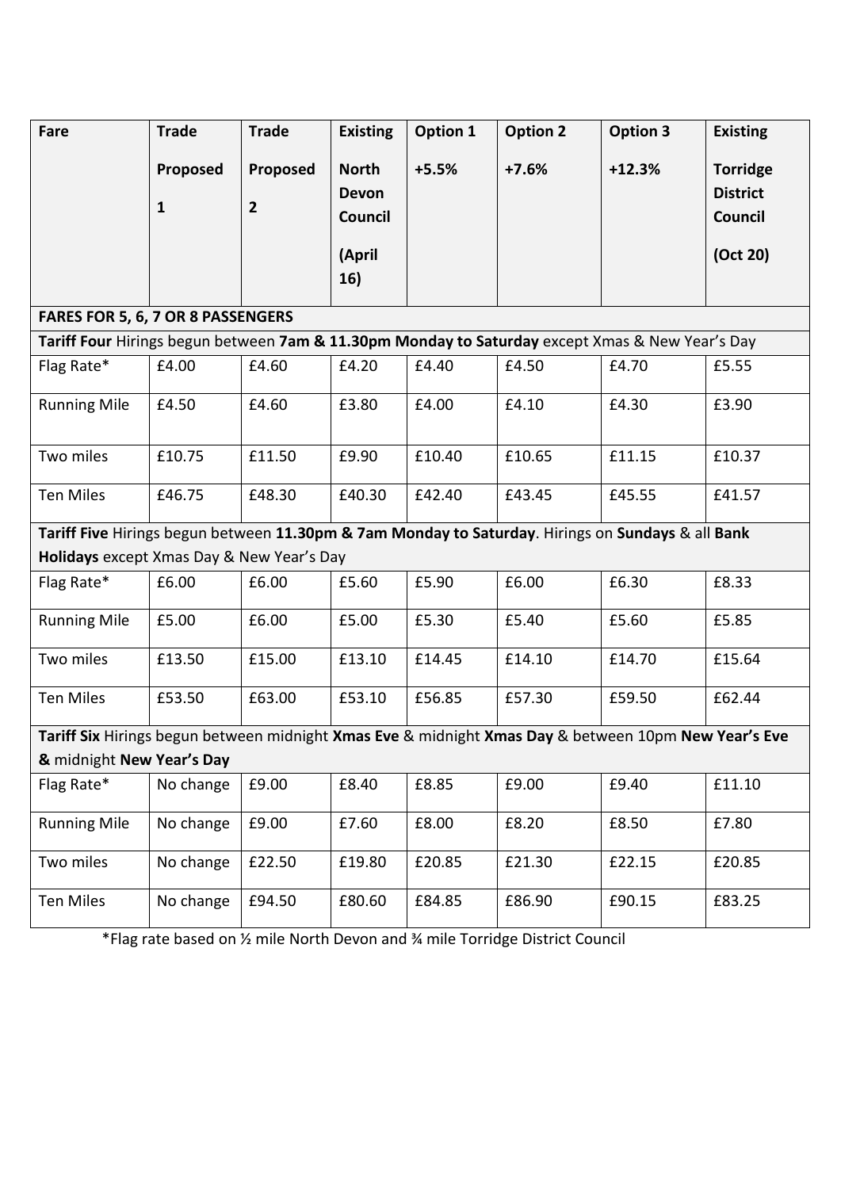| Fare | Trade Proposed 1 | Trade Proposed 2 | Existing North Devon Council (April 16) | Option 1 +5.5% | Option 2 +7.6% | Option 3 +12.3% | Existing Torridge District Council (Oct 20) |
|---|---|---|---|---|---|---|---|
| **FARES FOR 5, 6, 7 OR 8 PASSENGERS** | | | | | | | |
| **Tariff Four** Hirings begun between **7am & 11.30pm Monday to Saturday** except Xmas & New Year's Day | | | | | | | |
| Flag Rate* | £4.00 | £4.60 | £4.20 | £4.40 | £4.50 | £4.70 | £5.55 |
| Running Mile | £4.50 | £4.60 | £3.80 | £4.00 | £4.10 | £4.30 | £3.90 |
| Two miles | £10.75 | £11.50 | £9.90 | £10.40 | £10.65 | £11.15 | £10.37 |
| Ten Miles | £46.75 | £48.30 | £40.30 | £42.40 | £43.45 | £45.55 | £41.57 |
| **Tariff Five** Hirings begun between **11.30pm & 7am Monday to Saturday**. Hirings on **Sundays** & all **Bank Holidays** except Xmas Day & New Year's Day | | | | | | | |
| Flag Rate* | £6.00 | £6.00 | £5.60 | £5.90 | £6.00 | £6.30 | £8.33 |
| Running Mile | £5.00 | £6.00 | £5.00 | £5.30 | £5.40 | £5.60 | £5.85 |
| Two miles | £13.50 | £15.00 | £13.10 | £14.45 | £14.10 | £14.70 | £15.64 |
| Ten Miles | £53.50 | £63.00 | £53.10 | £56.85 | £57.30 | £59.50 | £62.44 |
| **Tariff Six** Hirings begun between midnight **Xmas Eve** & midnight **Xmas Day** & between 10pm **New Year's Eve &** midnight **New Year's Day** | | | | | | | |
| Flag Rate* | No change | £9.00 | £8.40 | £8.85 | £9.00 | £9.40 | £11.10 |
| Running Mile | No change | £9.00 | £7.60 | £8.00 | £8.20 | £8.50 | £7.80 |
| Two miles | No change | £22.50 | £19.80 | £20.85 | £21.30 | £22.15 | £20.85 |
| Ten Miles | No change | £94.50 | £80.60 | £84.85 | £86.90 | £90.15 | £83.25 |

*Flag rate based on ½ mile North Devon and ¾ mile Torridge District Council